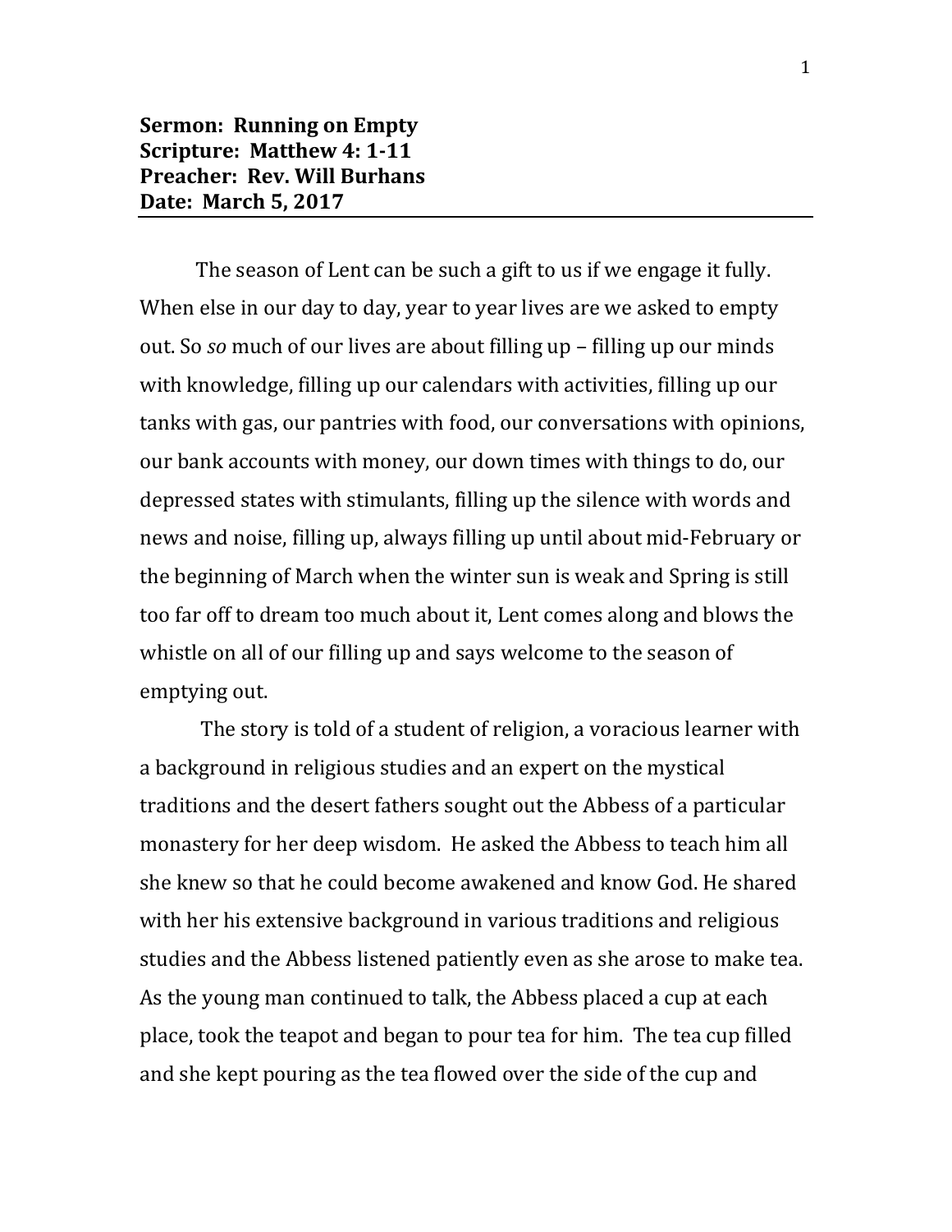**Sermon: Running on Empty**
**Scripture: Matthew 4: 1-11**
**Preacher: Rev. Will Burhans**
**Date: March 5, 2017**

---

The season of Lent can be such a gift to us if we engage it fully. When else in our day to day, year to year lives are we asked to empty out. So *so* much of our lives are about filling up – filling up our minds with knowledge, filling up our calendars with activities, filling up our tanks with gas, our pantries with food, our conversations with opinions, our bank accounts with money, our down times with things to do, our depressed states with stimulants, filling up the silence with words and news and noise, filling up, always filling up until about mid-February or the beginning of March when the winter sun is weak and Spring is still too far off to dream too much about it, Lent comes along and blows the whistle on all of our filling up and says welcome to the season of emptying out.

The story is told of a student of religion, a voracious learner with a background in religious studies and an expert on the mystical traditions and the desert fathers sought out the Abbess of a particular monastery for her deep wisdom. He asked the Abbess to teach him all she knew so that he could become awakened and know God. He shared with her his extensive background in various traditions and religious studies and the Abbess listened patiently even as she arose to make tea. As the young man continued to talk, the Abbess placed a cup at each place, took the teapot and began to pour tea for him. The tea cup filled and she kept pouring as the tea flowed over the side of the cup and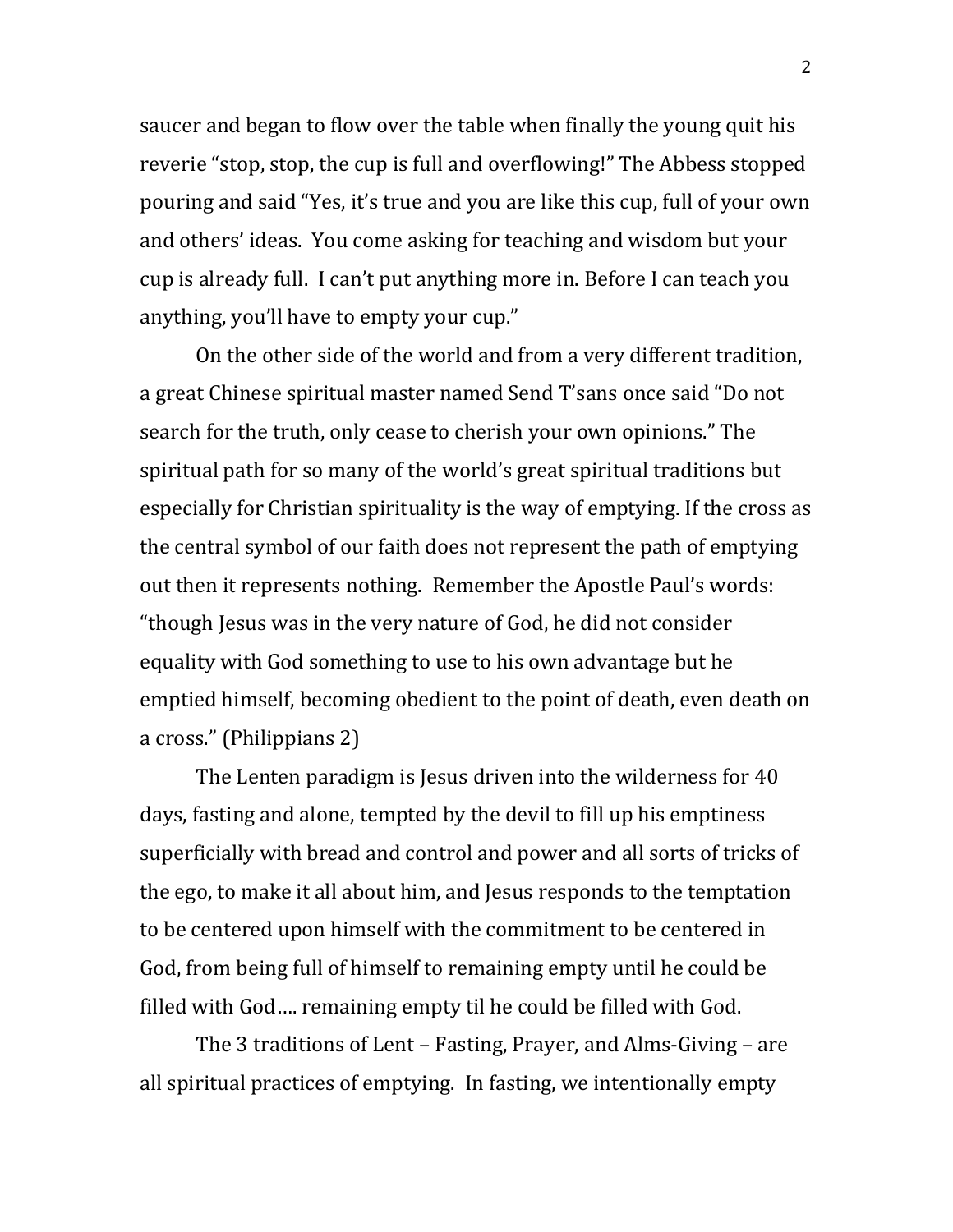saucer and began to flow over the table when finally the young quit his reverie "stop, stop, the cup is full and overflowing!" The Abbess stopped pouring and said "Yes, it's true and you are like this cup, full of your own and others' ideas.  You come asking for teaching and wisdom but your cup is already full.  I can't put anything more in. Before I can teach you anything, you'll have to empty your cup."

On the other side of the world and from a very different tradition, a great Chinese spiritual master named Send T'sans once said "Do not search for the truth, only cease to cherish your own opinions." The spiritual path for so many of the world's great spiritual traditions but especially for Christian spirituality is the way of emptying. If the cross as the central symbol of our faith does not represent the path of emptying out then it represents nothing.  Remember the Apostle Paul's words: "though Jesus was in the very nature of God, he did not consider equality with God something to use to his own advantage but he emptied himself, becoming obedient to the point of death, even death on a cross." (Philippians 2)

The Lenten paradigm is Jesus driven into the wilderness for 40 days, fasting and alone, tempted by the devil to fill up his emptiness superficially with bread and control and power and all sorts of tricks of the ego, to make it all about him, and Jesus responds to the temptation to be centered upon himself with the commitment to be centered in God, from being full of himself to remaining empty until he could be filled with God…. remaining empty til he could be filled with God.

The 3 traditions of Lent – Fasting, Prayer, and Alms-Giving – are all spiritual practices of emptying.  In fasting, we intentionally empty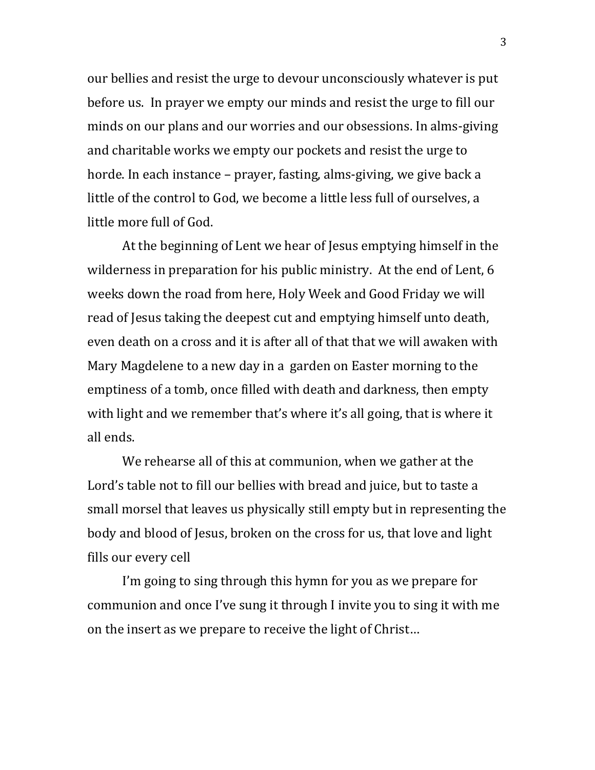our bellies and resist the urge to devour unconsciously whatever is put before us. In prayer we empty our minds and resist the urge to fill our minds on our plans and our worries and our obsessions. In alms-giving and charitable works we empty our pockets and resist the urge to horde. In each instance – prayer, fasting, alms-giving, we give back a little of the control to God, we become a little less full of ourselves, a little more full of God.

At the beginning of Lent we hear of Jesus emptying himself in the wilderness in preparation for his public ministry. At the end of Lent, 6 weeks down the road from here, Holy Week and Good Friday we will read of Jesus taking the deepest cut and emptying himself unto death, even death on a cross and it is after all of that that we will awaken with Mary Magdelene to a new day in a garden on Easter morning to the emptiness of a tomb, once filled with death and darkness, then empty with light and we remember that's where it's all going, that is where it all ends.

We rehearse all of this at communion, when we gather at the Lord's table not to fill our bellies with bread and juice, but to taste a small morsel that leaves us physically still empty but in representing the body and blood of Jesus, broken on the cross for us, that love and light fills our every cell

I'm going to sing through this hymn for you as we prepare for communion and once I've sung it through I invite you to sing it with me on the insert as we prepare to receive the light of Christ…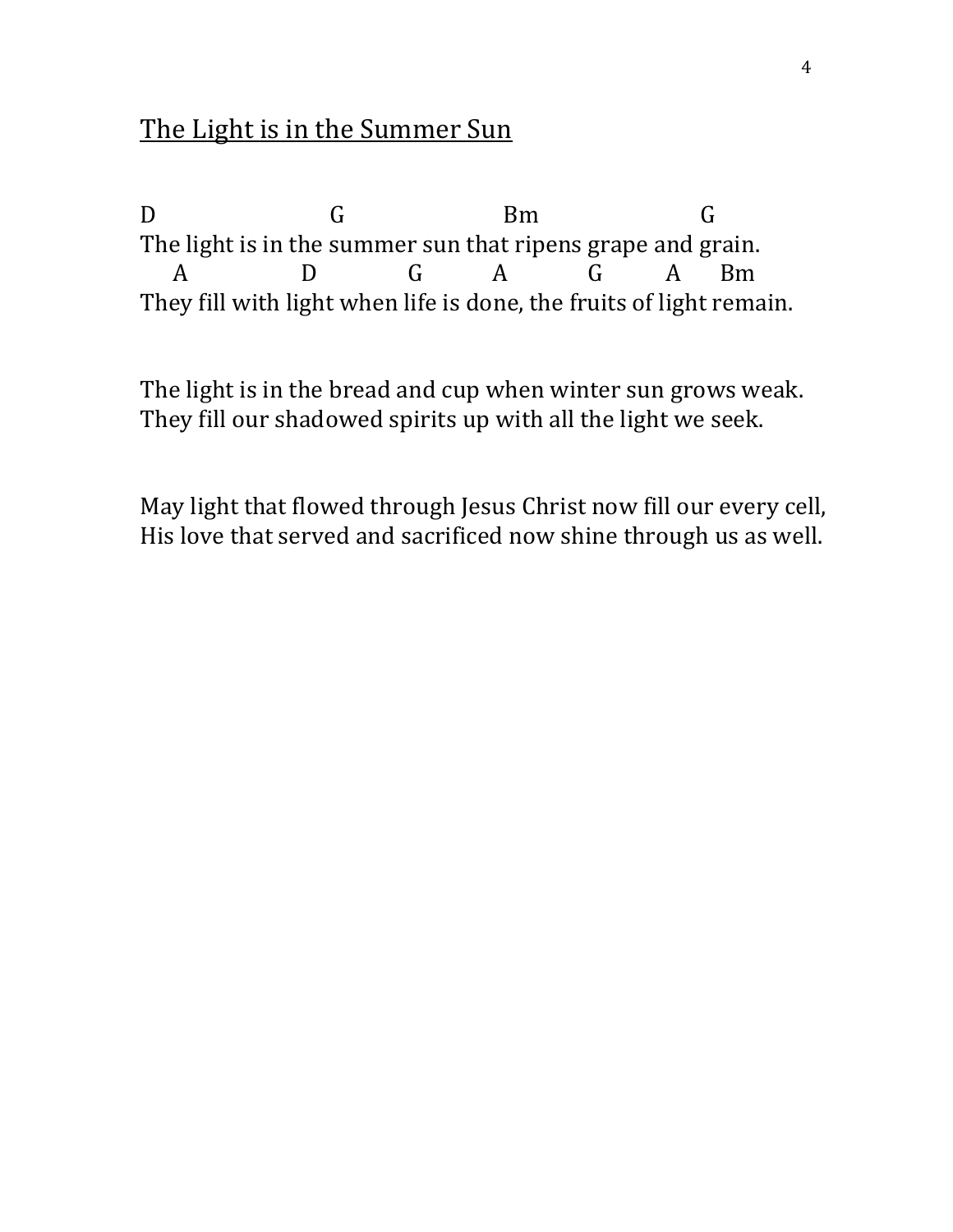## The Light is in the Summer Sun

```
D                    G                    Bm                   G
The light is in the summer sun that ripens grape and grain.
    A              D            G         A          G        A      Bm
They fill with light when life is done, the fruits of light remain.
```

The light is in the bread and cup when winter sun grows weak.
They fill our shadowed spirits up with all the light we seek.

May light that flowed through Jesus Christ now fill our every cell,
His love that served and sacrificed now shine through us as well.